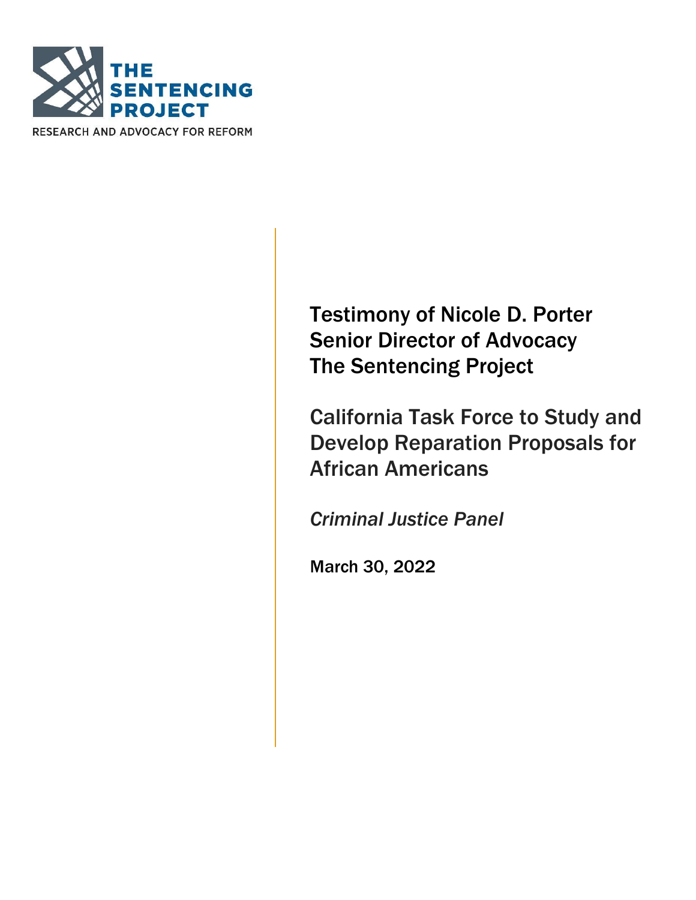THE SENTENCING PROJECT

RESEARCH AND ADVOCACY FOR REFORM

# Testimony of Nicole D. Porter
# Senior Director of Advocacy
# The Sentencing Project

## California Task Force to Study and Develop Reparation Proposals for African Americans

*Criminal Justice Panel*

March 30, 2022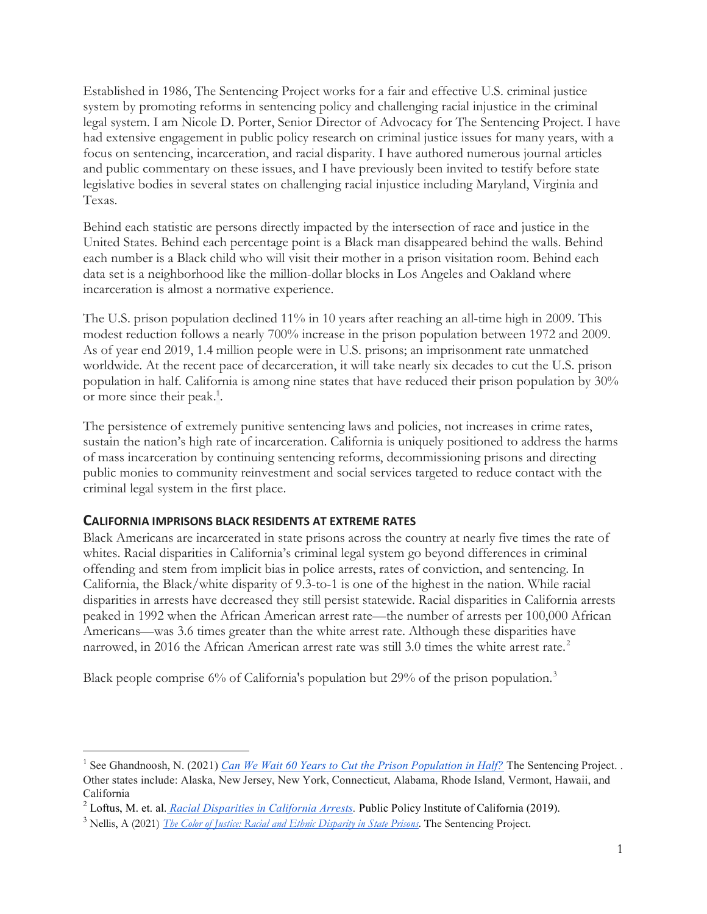Established in 1986, The Sentencing Project works for a fair and effective U.S. criminal justice system by promoting reforms in sentencing policy and challenging racial injustice in the criminal legal system. I am Nicole D. Porter, Senior Director of Advocacy for The Sentencing Project. I have had extensive engagement in public policy research on criminal justice issues for many years, with a focus on sentencing, incarceration, and racial disparity. I have authored numerous journal articles and public commentary on these issues, and I have previously been invited to testify before state legislative bodies in several states on challenging racial injustice including Maryland, Virginia and Texas.

Behind each statistic are persons directly impacted by the intersection of race and justice in the United States. Behind each percentage point is a Black man disappeared behind the walls. Behind each number is a Black child who will visit their mother in a prison visitation room. Behind each data set is a neighborhood like the million-dollar blocks in Los Angeles and Oakland where incarceration is almost a normative experience.

The U.S. prison population declined 11% in 10 years after reaching an all-time high in 2009. This modest reduction follows a nearly 700% increase in the prison population between 1972 and 2009. As of year end 2019, 1.4 million people were in U.S. prisons; an imprisonment rate unmatched worldwide. At the recent pace of decarceration, it will take nearly six decades to cut the U.S. prison population in half. California is among nine states that have reduced their prison population by 30% or more since their peak.[1].

The persistence of extremely punitive sentencing laws and policies, not increases in crime rates, sustain the nation's high rate of incarceration. California is uniquely positioned to address the harms of mass incarceration by continuing sentencing reforms, decommissioning prisons and directing public monies to community reinvestment and social services targeted to reduce contact with the criminal legal system in the first place.

## CALIFORNIA IMPRISONS BLACK RESIDENTS AT EXTREME RATES

Black Americans are incarcerated in state prisons across the country at nearly five times the rate of whites. Racial disparities in California's criminal legal system go beyond differences in criminal offending and stem from implicit bias in police arrests, rates of conviction, and sentencing. In California, the Black/white disparity of 9.3-to-1 is one of the highest in the nation. While racial disparities in arrests have decreased they still persist statewide. Racial disparities in California arrests peaked in 1992 when the African American arrest rate—the number of arrests per 100,000 African Americans—was 3.6 times greater than the white arrest rate. Although these disparities have narrowed, in 2016 the African American arrest rate was still 3.0 times the white arrest rate.[2]

Black people comprise 6% of California's population but 29% of the prison population.[3]

---

[1] See Ghandnoosh, N. (2021) *Can We Wait 60 Years to Cut the Prison Population in Half?* The Sentencing Project. . Other states include: Alaska, New Jersey, New York, Connecticut, Alabama, Rhode Island, Vermont, Hawaii, and California

[2] Loftus, M. et. al. *Racial Disparities in California Arrests.* Public Policy Institute of California (2019).

[3] Nellis, A (2021) *The Color of Justice: Racial and Ethnic Disparity in State Prisons*. The Sentencing Project.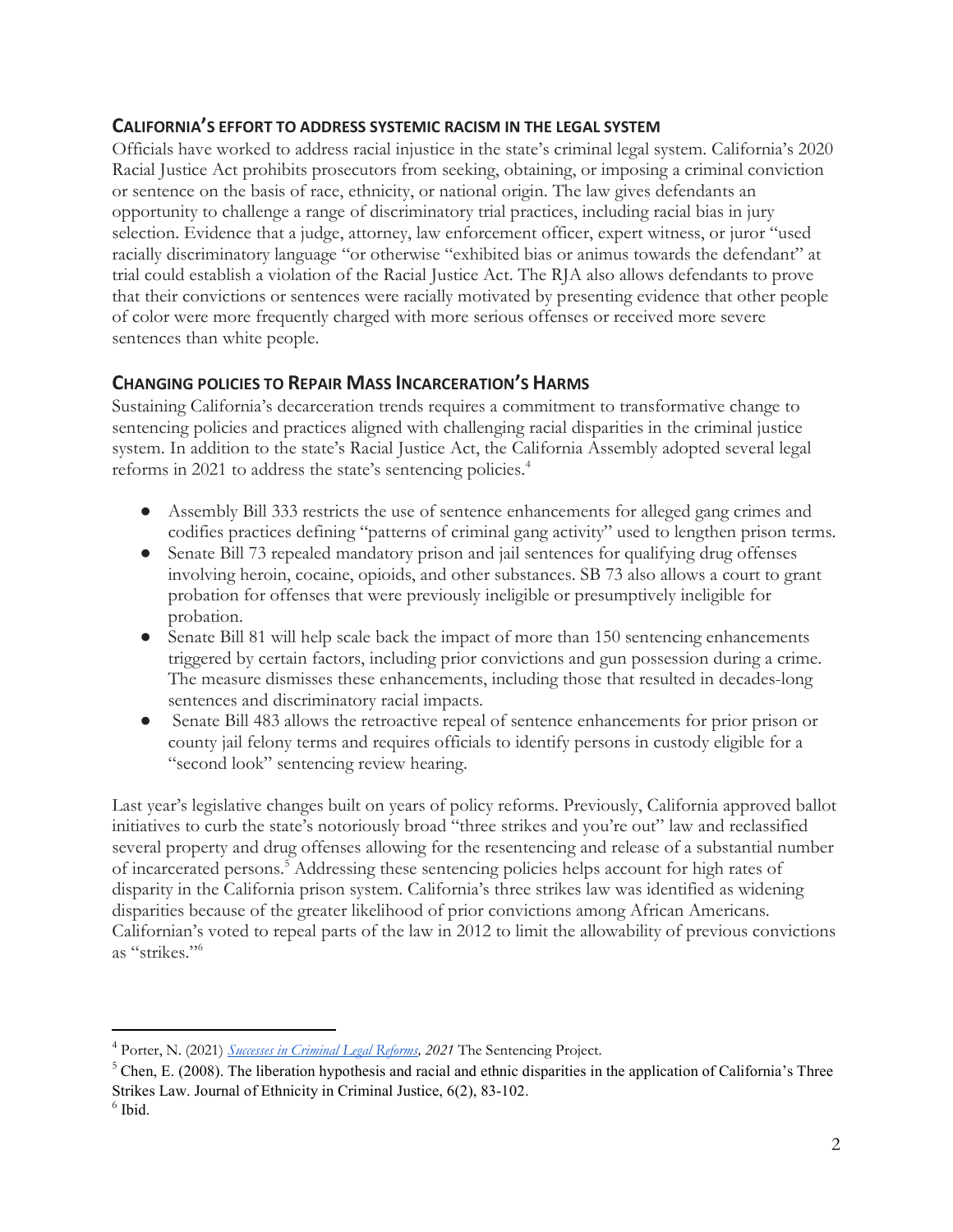## CALIFORNIA'S EFFORT TO ADDRESS SYSTEMIC RACISM IN THE LEGAL SYSTEM

Officials have worked to address racial injustice in the state's criminal legal system. California's 2020 Racial Justice Act prohibits prosecutors from seeking, obtaining, or imposing a criminal conviction or sentence on the basis of race, ethnicity, or national origin. The law gives defendants an opportunity to challenge a range of discriminatory trial practices, including racial bias in jury selection. Evidence that a judge, attorney, law enforcement officer, expert witness, or juror "used racially discriminatory language "or otherwise "exhibited bias or animus towards the defendant" at trial could establish a violation of the Racial Justice Act. The RJA also allows defendants to prove that their convictions or sentences were racially motivated by presenting evidence that other people of color were more frequently charged with more serious offenses or received more severe sentences than white people.

## CHANGING POLICIES TO REPAIR MASS INCARCERATION'S HARMS

Sustaining California's decarceration trends requires a commitment to transformative change to sentencing policies and practices aligned with challenging racial disparities in the criminal justice system. In addition to the state's Racial Justice Act, the California Assembly adopted several legal reforms in 2021 to address the state's sentencing policies.[4]

- Assembly Bill 333 restricts the use of sentence enhancements for alleged gang crimes and codifies practices defining "patterns of criminal gang activity" used to lengthen prison terms.
- Senate Bill 73 repealed mandatory prison and jail sentences for qualifying drug offenses involving heroin, cocaine, opioids, and other substances. SB 73 also allows a court to grant probation for offenses that were previously ineligible or presumptively ineligible for probation.
- Senate Bill 81 will help scale back the impact of more than 150 sentencing enhancements triggered by certain factors, including prior convictions and gun possession during a crime. The measure dismisses these enhancements, including those that resulted in decades-long sentences and discriminatory racial impacts.
- Senate Bill 483 allows the retroactive repeal of sentence enhancements for prior prison or county jail felony terms and requires officials to identify persons in custody eligible for a "second look" sentencing review hearing.

Last year's legislative changes built on years of policy reforms. Previously, California approved ballot initiatives to curb the state's notoriously broad "three strikes and you're out" law and reclassified several property and drug offenses allowing for the resentencing and release of a substantial number of incarcerated persons.[5] Addressing these sentencing policies helps account for high rates of disparity in the California prison system. California's three strikes law was identified as widening disparities because of the greater likelihood of prior convictions among African Americans. Californian's voted to repeal parts of the law in 2012 to limit the allowability of previous convictions as "strikes."[6]

---

[4] Porter, N. (2021) *Successes in Criminal Legal Reforms, 2021* The Sentencing Project.

[5] Chen, E. (2008). The liberation hypothesis and racial and ethnic disparities in the application of California's Three Strikes Law. Journal of Ethnicity in Criminal Justice, 6(2), 83-102.

[6] Ibid.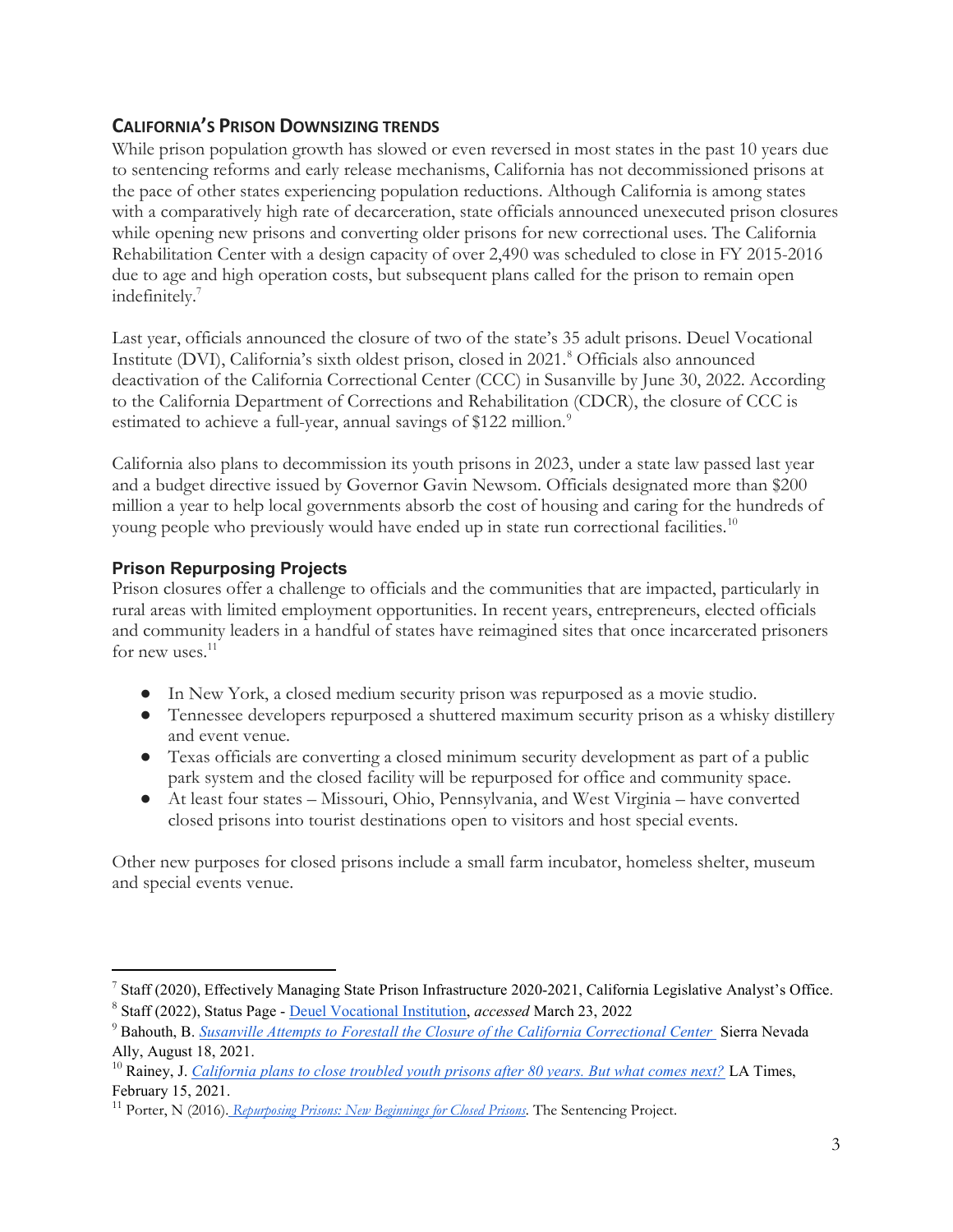## California's Prison Downsizing trends

While prison population growth has slowed or even reversed in most states in the past 10 years due to sentencing reforms and early release mechanisms, California has not decommissioned prisons at the pace of other states experiencing population reductions. Although California is among states with a comparatively high rate of decarceration, state officials announced unexecuted prison closures while opening new prisons and converting older prisons for new correctional uses. The California Rehabilitation Center with a design capacity of over 2,490 was scheduled to close in FY 2015-2016 due to age and high operation costs, but subsequent plans called for the prison to remain open indefinitely.[7]

Last year, officials announced the closure of two of the state's 35 adult prisons. Deuel Vocational Institute (DVI), California's sixth oldest prison, closed in 2021.[8] Officials also announced deactivation of the California Correctional Center (CCC) in Susanville by June 30, 2022. According to the California Department of Corrections and Rehabilitation (CDCR), the closure of CCC is estimated to achieve a full-year, annual savings of $122 million.[9]

California also plans to decommission its youth prisons in 2023, under a state law passed last year and a budget directive issued by Governor Gavin Newsom. Officials designated more than $200 million a year to help local governments absorb the cost of housing and caring for the hundreds of young people who previously would have ended up in state run correctional facilities.[10]

### Prison Repurposing Projects

Prison closures offer a challenge to officials and the communities that are impacted, particularly in rural areas with limited employment opportunities. In recent years, entrepreneurs, elected officials and community leaders in a handful of states have reimagined sites that once incarcerated prisoners for new uses.[11]

- In New York, a closed medium security prison was repurposed as a movie studio.
- Tennessee developers repurposed a shuttered maximum security prison as a whisky distillery and event venue.
- Texas officials are converting a closed minimum security development as part of a public park system and the closed facility will be repurposed for office and community space.
- At least four states – Missouri, Ohio, Pennsylvania, and West Virginia – have converted closed prisons into tourist destinations open to visitors and host special events.

Other new purposes for closed prisons include a small farm incubator, homeless shelter, museum and special events venue.

---

[7] Staff (2020), Effectively Managing State Prison Infrastructure 2020-2021, California Legislative Analyst's Office.

[8] Staff (2022), Status Page - Deuel Vocational Institution, *accessed* March 23, 2022

[9] Bahouth, B. *Susanville Attempts to Forestall the Closure of the California Correctional Center* Sierra Nevada Ally, August 18, 2021.

[10] Rainey, J. *California plans to close troubled youth prisons after 80 years. But what comes next?* LA Times, February 15, 2021.

[11] Porter, N (2016). *Repurposing Prisons: New Beginnings for Closed Prisons*. The Sentencing Project.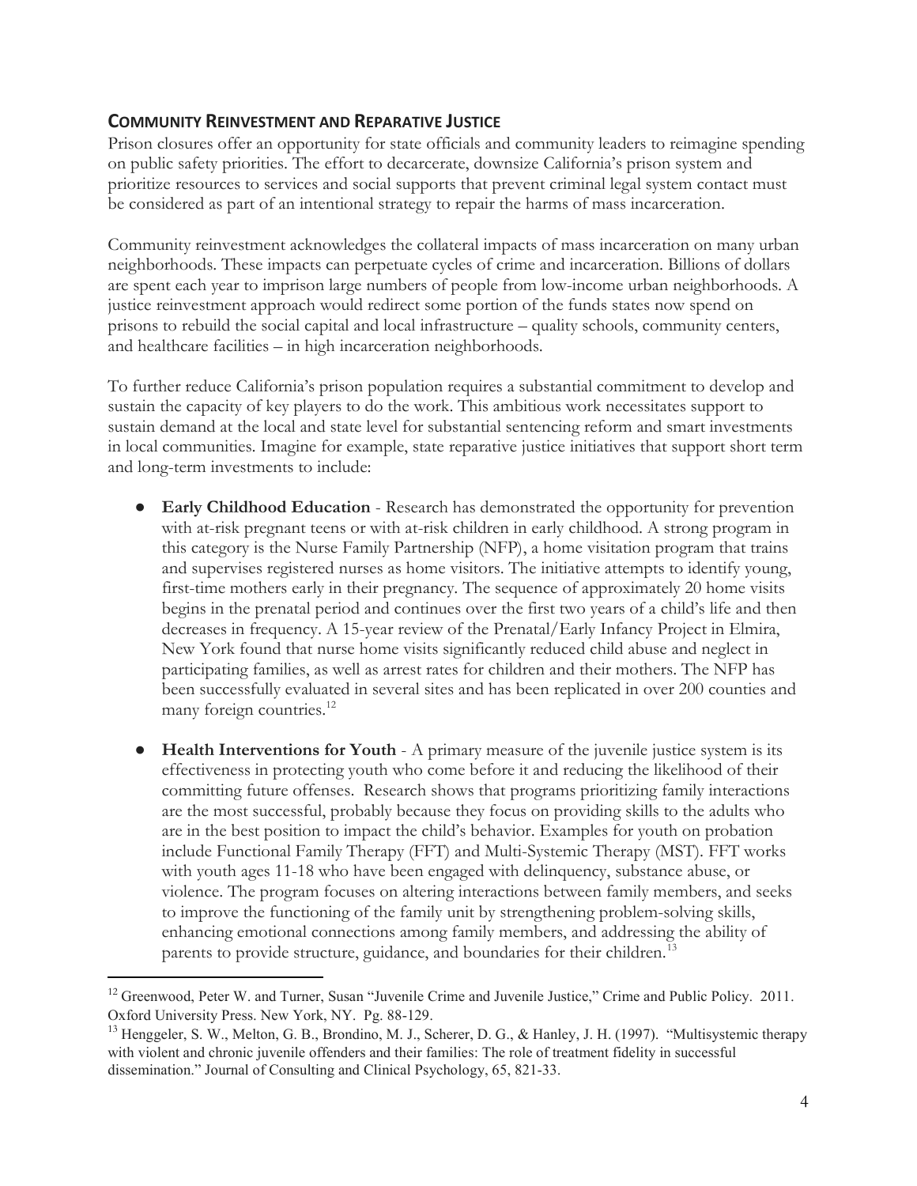## Community Reinvestment and Reparative Justice

Prison closures offer an opportunity for state officials and community leaders to reimagine spending on public safety priorities. The effort to decarcerate, downsize California's prison system and prioritize resources to services and social supports that prevent criminal legal system contact must be considered as part of an intentional strategy to repair the harms of mass incarceration.

Community reinvestment acknowledges the collateral impacts of mass incarceration on many urban neighborhoods. These impacts can perpetuate cycles of crime and incarceration. Billions of dollars are spent each year to imprison large numbers of people from low-income urban neighborhoods. A justice reinvestment approach would redirect some portion of the funds states now spend on prisons to rebuild the social capital and local infrastructure – quality schools, community centers, and healthcare facilities – in high incarceration neighborhoods.

To further reduce California's prison population requires a substantial commitment to develop and sustain the capacity of key players to do the work. This ambitious work necessitates support to sustain demand at the local and state level for substantial sentencing reform and smart investments in local communities. Imagine for example, state reparative justice initiatives that support short term and long-term investments to include:

- **Early Childhood Education** - Research has demonstrated the opportunity for prevention with at-risk pregnant teens or with at-risk children in early childhood. A strong program in this category is the Nurse Family Partnership (NFP), a home visitation program that trains and supervises registered nurses as home visitors. The initiative attempts to identify young, first-time mothers early in their pregnancy. The sequence of approximately 20 home visits begins in the prenatal period and continues over the first two years of a child's life and then decreases in frequency. A 15-year review of the Prenatal/Early Infancy Project in Elmira, New York found that nurse home visits significantly reduced child abuse and neglect in participating families, as well as arrest rates for children and their mothers. The NFP has been successfully evaluated in several sites and has been replicated in over 200 counties and many foreign countries.[12]

- **Health Interventions for Youth** - A primary measure of the juvenile justice system is its effectiveness in protecting youth who come before it and reducing the likelihood of their committing future offenses. Research shows that programs prioritizing family interactions are the most successful, probably because they focus on providing skills to the adults who are in the best position to impact the child's behavior. Examples for youth on probation include Functional Family Therapy (FFT) and Multi-Systemic Therapy (MST). FFT works with youth ages 11-18 who have been engaged with delinquency, substance abuse, or violence. The program focuses on altering interactions between family members, and seeks to improve the functioning of the family unit by strengthening problem-solving skills, enhancing emotional connections among family members, and addressing the ability of parents to provide structure, guidance, and boundaries for their children.[13]

---

[12] Greenwood, Peter W. and Turner, Susan "Juvenile Crime and Juvenile Justice," Crime and Public Policy. 2011. Oxford University Press. New York, NY. Pg. 88-129.

[13] Henggeler, S. W., Melton, G. B., Brondino, M. J., Scherer, D. G., & Hanley, J. H. (1997). "Multisystemic therapy with violent and chronic juvenile offenders and their families: The role of treatment fidelity in successful dissemination." Journal of Consulting and Clinical Psychology, 65, 821-33.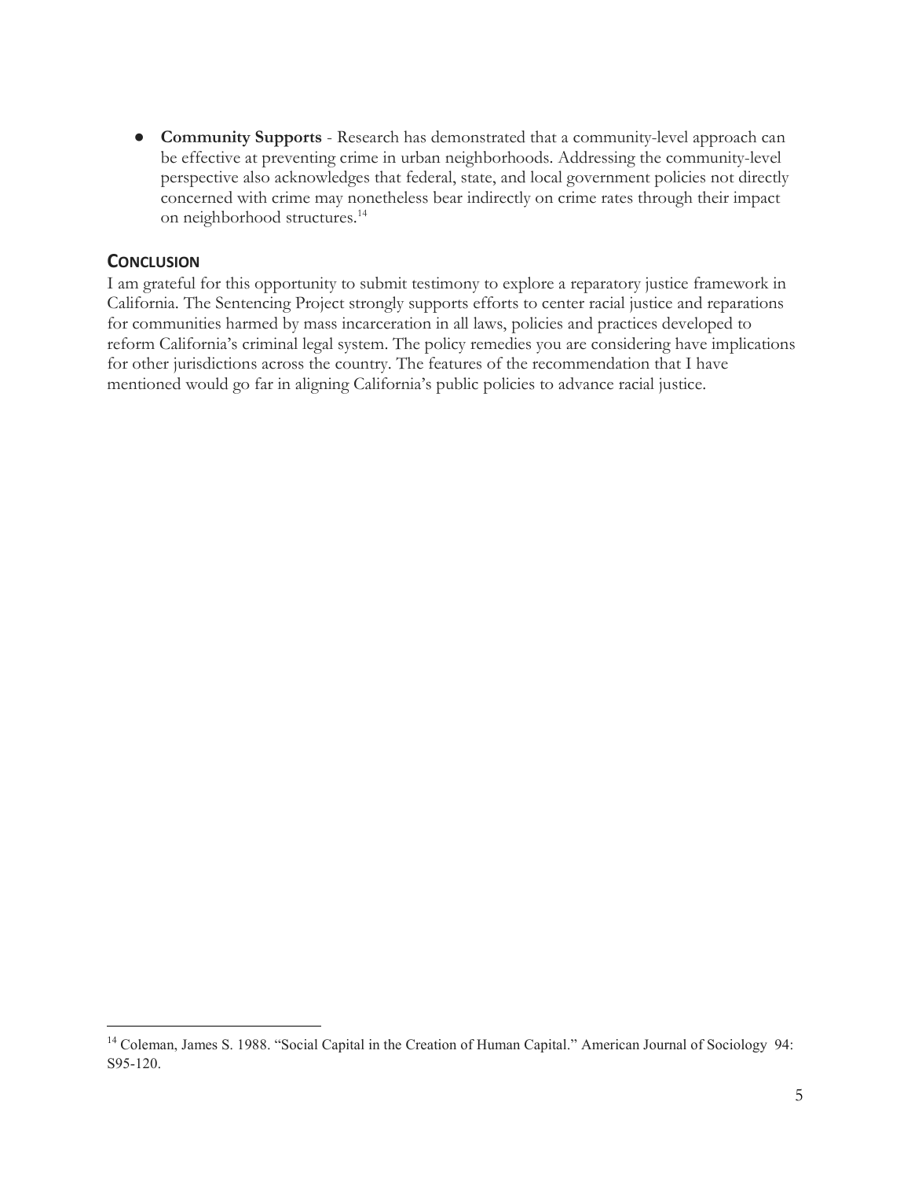- **Community Supports** - Research has demonstrated that a community-level approach can be effective at preventing crime in urban neighborhoods. Addressing the community-level perspective also acknowledges that federal, state, and local government policies not directly concerned with crime may nonetheless bear indirectly on crime rates through their impact on neighborhood structures.[14]

## CONCLUSION

I am grateful for this opportunity to submit testimony to explore a reparatory justice framework in California. The Sentencing Project strongly supports efforts to center racial justice and reparations for communities harmed by mass incarceration in all laws, policies and practices developed to reform California's criminal legal system. The policy remedies you are considering have implications for other jurisdictions across the country. The features of the recommendation that I have mentioned would go far in aligning California's public policies to advance racial justice.

---

[14] Coleman, James S. 1988. "Social Capital in the Creation of Human Capital." American Journal of Sociology 94: S95-120.